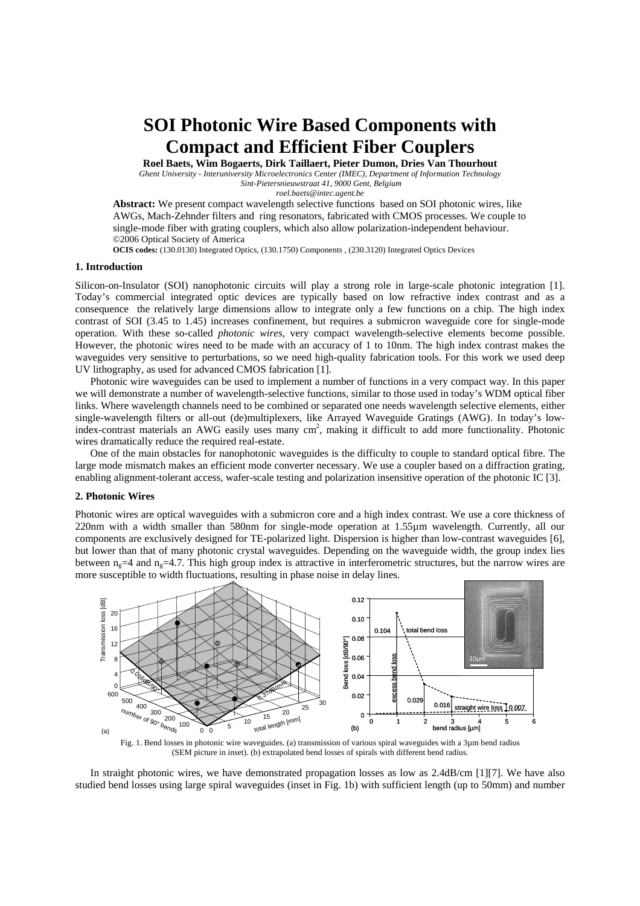# SOI Photonic Wire Based Components with Compact and Efficient Fiber Couplers

**Roel Baets, Wim Bogaerts, Dirk Taillaert, Pieter Dumon, Dries Van Thourhout**

*Ghent University - Interuniversity Microelectronics Center (IMEC), Department of Information Technology*
*Sint-Pietersnieuwstraat 41, 9000 Gent, Belgium*
*roel.baets@intec.ugent.be*

**Abstract:** We present compact wavelength selective functions based on SOI photonic wires, like AWGs, Mach-Zehnder filters and ring resonators, fabricated with CMOS processes. We couple to single-mode fiber with grating couplers, which also allow polarization-independent behaviour.
©2006 Optical Society of America

**OCIS codes:** (130.0130) Integrated Optics, (130.1750) Components , (230.3120) Integrated Optics Devices

## 1. Introduction

Silicon-on-Insulator (SOI) nanophotonic circuits will play a strong role in large-scale photonic integration [1]. Today's commercial integrated optic devices are typically based on low refractive index contrast and as a consequence the relatively large dimensions allow to integrate only a few functions on a chip. The high index contrast of SOI (3.45 to 1.45) increases confinement, but requires a submicron waveguide core for single-mode operation. With these so-called *photonic wires*, very compact wavelength-selective elements become possible. However, the photonic wires need to be made with an accuracy of 1 to 10nm. The high index contrast makes the waveguides very sensitive to perturbations, so we need high-quality fabrication tools. For this work we used deep UV lithography, as used for advanced CMOS fabrication [1].

Photonic wire waveguides can be used to implement a number of functions in a very compact way. In this paper we will demonstrate a number of wavelength-selective functions, similar to those used in today's WDM optical fiber links. Where wavelength channels need to be combined or separated one needs wavelength selective elements, either single-wavelength filters or all-out (de)multiplexers, like Arrayed Waveguide Gratings (AWG). In today's low-index-contrast materials an AWG easily uses many $cm^2$, making it difficult to add more functionality. Photonic wires dramatically reduce the required real-estate.

One of the main obstacles for nanophotonic waveguides is the difficulty to couple to standard optical fibre. The large mode mismatch makes an efficient mode converter necessary. We use a coupler based on a diffraction grating, enabling alignment-tolerant access, wafer-scale testing and polarization insensitive operation of the photonic IC [3].

## 2. Photonic Wires

Photonic wires are optical waveguides with a submicron core and a high index contrast. We use a core thickness of 220nm with a width smaller than 580nm for single-mode operation at 1.55µm wavelength. Currently, all our components are exclusively designed for TE-polarized light. Dispersion is higher than low-contrast waveguides [6], but lower than that of many photonic crystal waveguides. Depending on the waveguide width, the group index lies between $n_g$=4 and $n_g$=4.7. This high group index is attractive in interferometric structures, but the narrow wires are more susceptible to width fluctuations, resulting in phase noise in delay lines.

Fig. 1. Bend losses in photonic wire waveguides. (a) transmission of various spiral waveguides with a 3µm bend radius (SEM picture in inset). (b) extrapolated bend losses of spirals with different bend radius.

In straight photonic wires, we have demonstrated propagation losses as low as 2.4dB/cm [1][7]. We have also studied bend losses using large spiral waveguides (inset in Fig. 1b) with sufficient length (up to 50mm) and number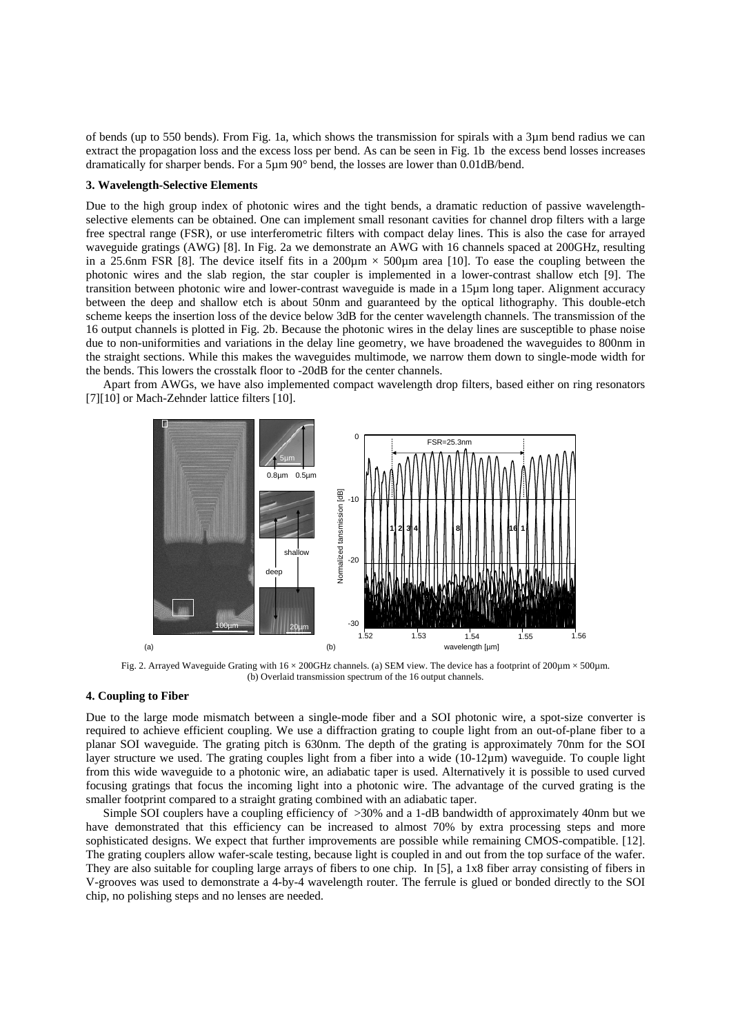of bends (up to 550 bends). From Fig. 1a, which shows the transmission for spirals with a 3µm bend radius we can extract the propagation loss and the excess loss per bend. As can be seen in Fig. 1b the excess bend losses increases dramatically for sharper bends. For a 5µm 90° bend, the losses are lower than 0.01dB/bend.

### 3. Wavelength-Selective Elements

Due to the high group index of photonic wires and the tight bends, a dramatic reduction of passive wavelength-selective elements can be obtained. One can implement small resonant cavities for channel drop filters with a large free spectral range (FSR), or use interferometric filters with compact delay lines. This is also the case for arrayed waveguide gratings (AWG) [8]. In Fig. 2a we demonstrate an AWG with 16 channels spaced at 200GHz, resulting in a 25.6nm FSR [8]. The device itself fits in a 200µm × 500µm area [10]. To ease the coupling between the photonic wires and the slab region, the star coupler is implemented in a lower-contrast shallow etch [9]. The transition between photonic wire and lower-contrast waveguide is made in a 15µm long taper. Alignment accuracy between the deep and shallow etch is about 50nm and guaranteed by the optical lithography. This double-etch scheme keeps the insertion loss of the device below 3dB for the center wavelength channels. The transmission of the 16 output channels is plotted in Fig. 2b. Because the photonic wires in the delay lines are susceptible to phase noise due to non-uniformities and variations in the delay line geometry, we have broadened the waveguides to 800nm in the straight sections. While this makes the waveguides multimode, we narrow them down to single-mode width for the bends. This lowers the crosstalk floor to -20dB for the center channels.

Apart from AWGs, we have also implemented compact wavelength drop filters, based either on ring resonators [7][10] or Mach-Zehnder lattice filters [10].

Fig. 2. Arrayed Waveguide Grating with 16 × 200GHz channels. (a) SEM view. The device has a footprint of 200µm × 500µm. (b) Overlaid transmission spectrum of the 16 output channels.

### 4. Coupling to Fiber

Due to the large mode mismatch between a single-mode fiber and a SOI photonic wire, a spot-size converter is required to achieve efficient coupling. We use a diffraction grating to couple light from an out-of-plane fiber to a planar SOI waveguide. The grating pitch is 630nm. The depth of the grating is approximately 70nm for the SOI layer structure we used. The grating couples light from a fiber into a wide (10-12µm) waveguide. To couple light from this wide waveguide to a photonic wire, an adiabatic taper is used. Alternatively it is possible to used curved focusing gratings that focus the incoming light into a photonic wire. The advantage of the curved grating is the smaller footprint compared to a straight grating combined with an adiabatic taper.

Simple SOI couplers have a coupling efficiency of >30% and a 1-dB bandwidth of approximately 40nm but we have demonstrated that this efficiency can be increased to almost 70% by extra processing steps and more sophisticated designs. We expect that further improvements are possible while remaining CMOS-compatible. [12]. The grating couplers allow wafer-scale testing, because light is coupled in and out from the top surface of the wafer. They are also suitable for coupling large arrays of fibers to one chip. In [5], a 1x8 fiber array consisting of fibers in V-grooves was used to demonstrate a 4-by-4 wavelength router. The ferrule is glued or bonded directly to the SOI chip, no polishing steps and no lenses are needed.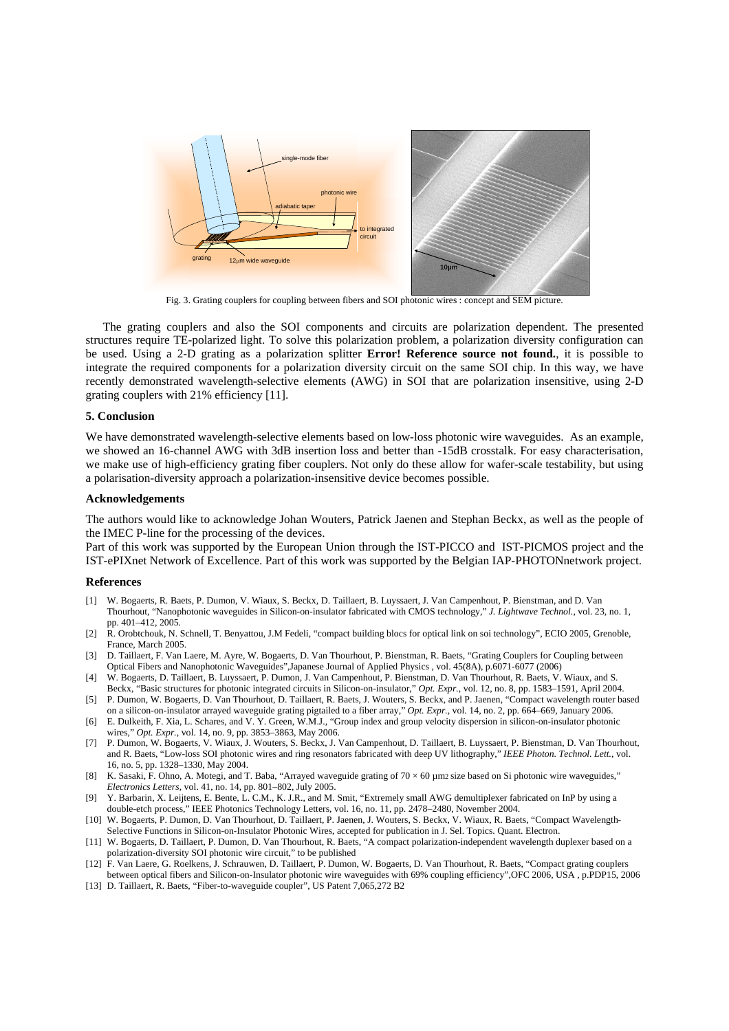single-mode fiber

photonic wire

adiabatic taper

to integrated circuit

grating

12µm wide waveguide

10µm

Fig. 3. Grating couplers for coupling between fibers and SOI photonic wires : concept and SEM picture.

The grating couplers and also the SOI components and circuits are polarization dependent. The presented structures require TE-polarized light. To solve this polarization problem, a polarization diversity configuration can be used. Using a 2-D grating as a polarization splitter **Error! Reference source not found.**, it is possible to integrate the required components for a polarization diversity circuit on the same SOI chip. In this way, we have recently demonstrated wavelength-selective elements (AWG) in SOI that are polarization insensitive, using 2-D grating couplers with 21% efficiency [11].

### 5. Conclusion

We have demonstrated wavelength-selective elements based on low-loss photonic wire waveguides. As an example, we showed an 16-channel AWG with 3dB insertion loss and better than -15dB crosstalk. For easy characterisation, we make use of high-efficiency grating fiber couplers. Not only do these allow for wafer-scale testability, but using a polarisation-diversity approach a polarization-insensitive device becomes possible.

### Acknowledgements

The authors would like to acknowledge Johan Wouters, Patrick Jaenen and Stephan Beckx, as well as the people of the IMEC P-line for the processing of the devices.

Part of this work was supported by the European Union through the IST-PICCO and IST-PICMOS project and the IST-ePIXnet Network of Excellence. Part of this work was supported by the Belgian IAP-PHOTONnetwork project.

### References

[1] W. Bogaerts, R. Baets, P. Dumon, V. Wiaux, S. Beckx, D. Taillaert, B. Luyssaert, J. Van Campenhout, P. Bienstman, and D. Van Thourhout, "Nanophotonic waveguides in Silicon-on-insulator fabricated with CMOS technology," *J. Lightwave Technol.*, vol. 23, no. 1, pp. 401–412, 2005.

[2] R. Orobtchouk, N. Schnell, T. Benyattou, J.M Fedeli, "compact building blocs for optical link on soi technology", ECIO 2005, Grenoble, France, March 2005.

[3] D. Taillaert, F. Van Laere, M. Ayre, W. Bogaerts, D. Van Thourhout, P. Bienstman, R. Baets, "Grating Couplers for Coupling between Optical Fibers and Nanophotonic Waveguides",Japanese Journal of Applied Physics , vol. 45(8A), p.6071-6077 (2006)

[4] W. Bogaerts, D. Taillaert, B. Luyssaert, P. Dumon, J. Van Campenhout, P. Bienstman, D. Van Thourhout, R. Baets, V. Wiaux, and S. Beckx, "Basic structures for photonic integrated circuits in Silicon-on-insulator," *Opt. Expr.*, vol. 12, no. 8, pp. 1583–1591, April 2004.

[5] P. Dumon, W. Bogaerts, D. Van Thourhout, D. Taillaert, R. Baets, J. Wouters, S. Beckx, and P. Jaenen, "Compact wavelength router based on a silicon-on-insulator arrayed waveguide grating pigtailed to a fiber array," *Opt. Expr.*, vol. 14, no. 2, pp. 664–669, January 2006.

[6] E. Dulkeith, F. Xia, L. Schares, and V. Y. Green, W.M.J., "Group index and group velocity dispersion in silicon-on-insulator photonic wires," *Opt. Expr.*, vol. 14, no. 9, pp. 3853–3863, May 2006.

[7] P. Dumon, W. Bogaerts, V. Wiaux, J. Wouters, S. Beckx, J. Van Campenhout, D. Taillaert, B. Luyssaert, P. Bienstman, D. Van Thourhout, and R. Baets, "Low-loss SOI photonic wires and ring resonators fabricated with deep UV lithography," *IEEE Photon. Technol. Lett.*, vol. 16, no. 5, pp. 1328–1330, May 2004.

[8] K. Sasaki, F. Ohno, A. Motegi, and T. Baba, "Arrayed waveguide grating of $70 \times 60$ µm2 size based on Si photonic wire waveguides," *Electronics Letters*, vol. 41, no. 14, pp. 801–802, July 2005.

[9] Y. Barbarin, X. Leijtens, E. Bente, L. C.M., K. J.R., and M. Smit, "Extremely small AWG demultiplexer fabricated on InP by using a double-etch process," IEEE Photonics Technology Letters, vol. 16, no. 11, pp. 2478–2480, November 2004.

[10] W. Bogaerts, P. Dumon, D. Van Thourhout, D. Taillaert, P. Jaenen, J. Wouters, S. Beckx, V. Wiaux, R. Baets, "Compact Wavelength-Selective Functions in Silicon-on-Insulator Photonic Wires, accepted for publication in J. Sel. Topics. Quant. Electron.

[11] W. Bogaerts, D. Taillaert, P. Dumon, D. Van Thourhout, R. Baets, "A compact polarization-independent wavelength duplexer based on a polarization-diversity SOI photonic wire circuit," to be published

[12] F. Van Laere, G. Roelkens, J. Schrauwen, D. Taillaert, P. Dumon, W. Bogaerts, D. Van Thourhout, R. Baets, "Compact grating couplers between optical fibers and Silicon-on-Insulator photonic wire waveguides with 69% coupling efficiency",OFC 2006, USA , p.PDP15, 2006

[13] D. Taillaert, R. Baets, "Fiber-to-waveguide coupler", US Patent 7,065,272 B2